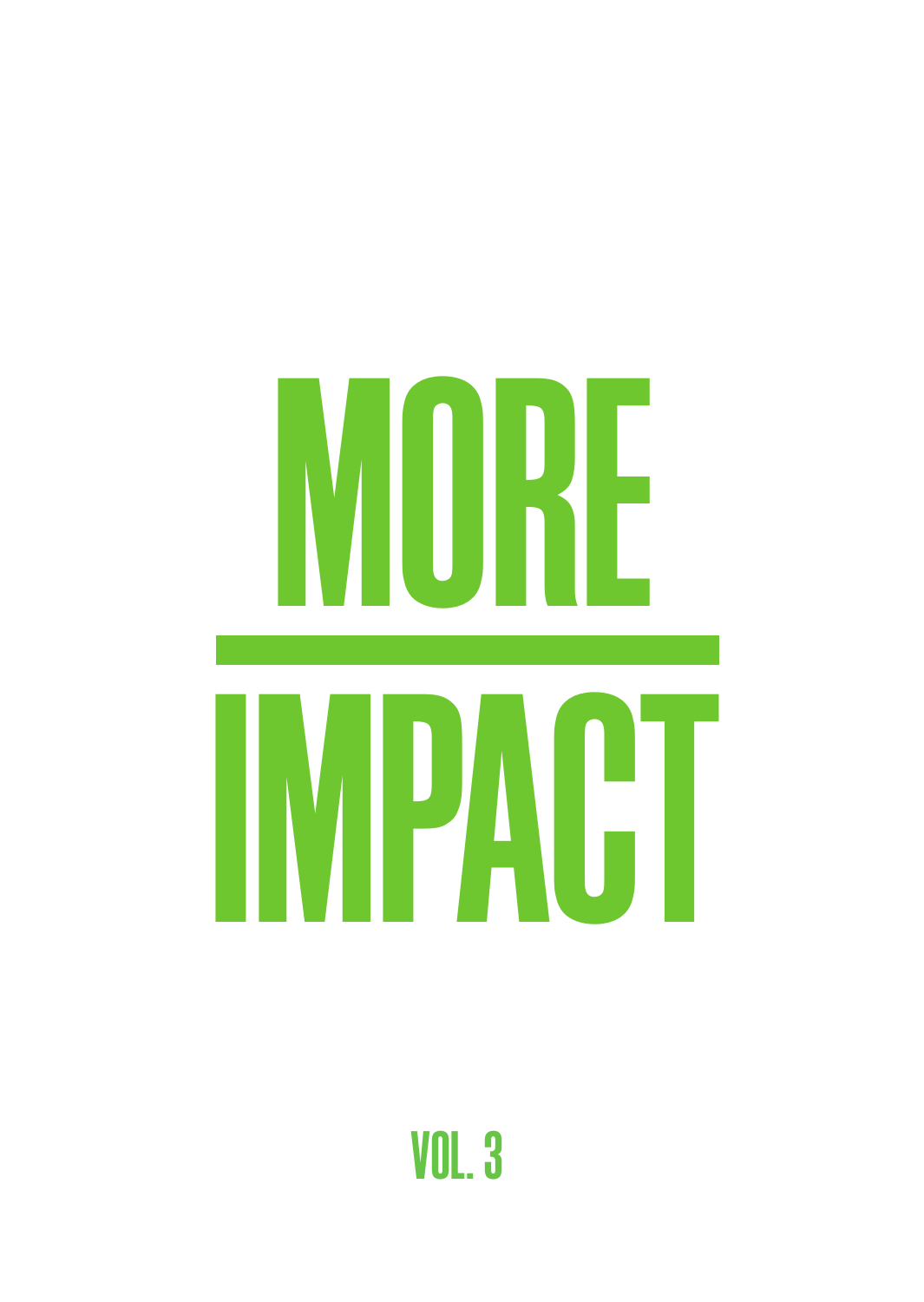# MORE

# IMPACT

VOL. 3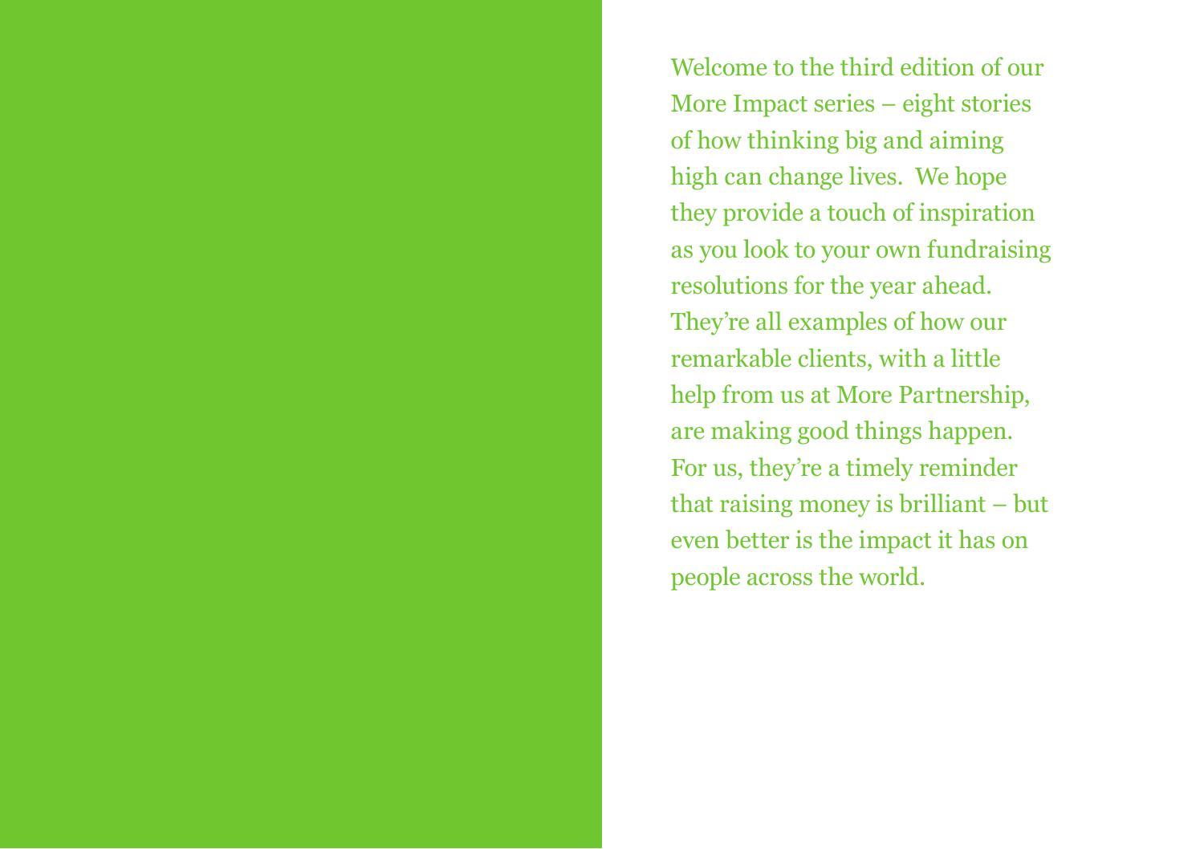Welcome to the third edition of our More Impact series – eight stories of how thinking big and aiming high can change lives. We hope they provide a touch of inspiration as you look to your own fundraising resolutions for the year ahead. They're all examples of how our remarkable clients, with a little help from us at More Partnership, are making good things happen. For us, they're a timely reminder that raising money is brilliant – but even better is the impact it has on people across the world.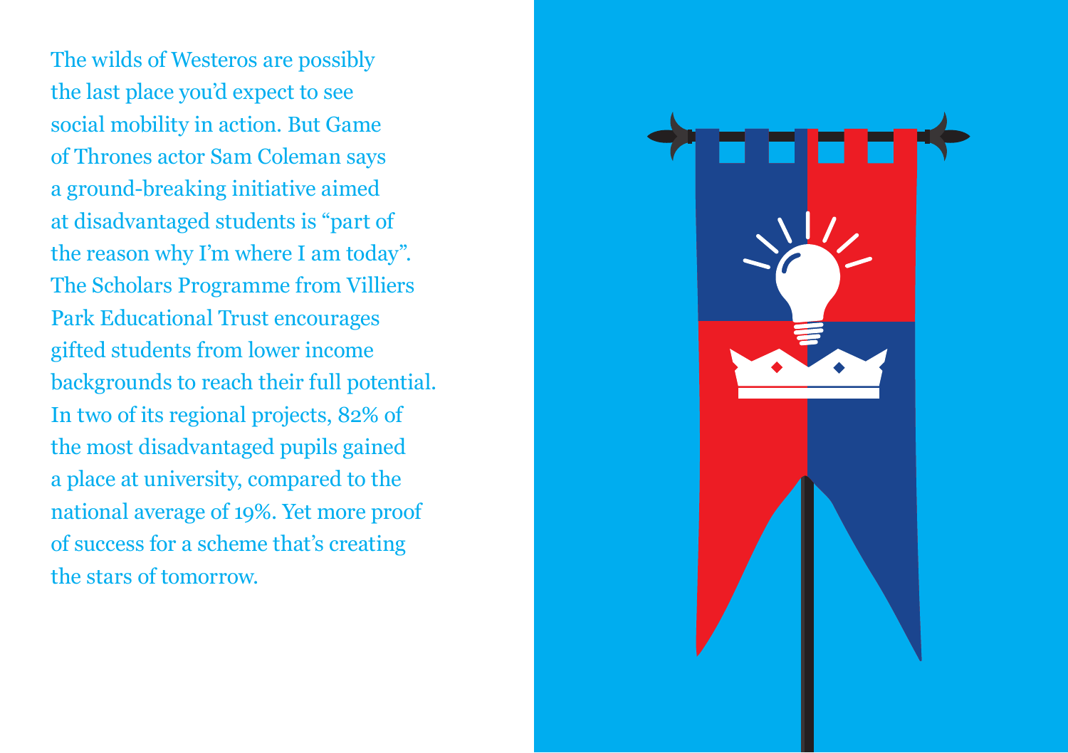The wilds of Westeros are possibly the last place you'd expect to see social mobility in action. But Game of Thrones actor Sam Coleman says a ground-breaking initiative aimed at disadvantaged students is "part of the reason why I'm where I am today". The Scholars Programme from Villiers Park Educational Trust encourages gifted students from lower income backgrounds to reach their full potential. In two of its regional projects, 82% of the most disadvantaged pupils gained a place at university, compared to the national average of 19%. Yet more proof of success for a scheme that's creating the stars of tomorrow.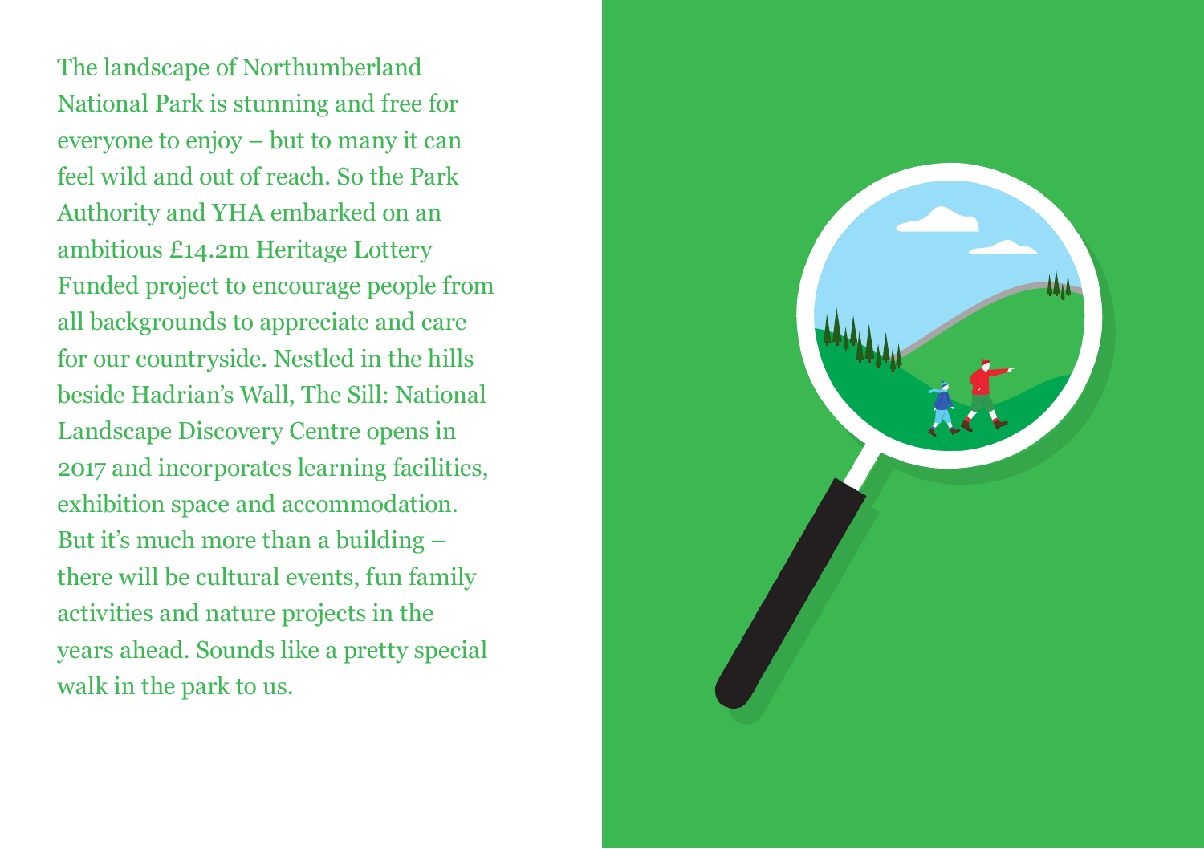The landscape of Northumberland National Park is stunning and free for everyone to enjoy – but to many it can feel wild and out of reach. So the Park Authority and YHA embarked on an ambitious £14.2m Heritage Lottery Funded project to encourage people from all backgrounds to appreciate and care for our countryside. Nestled in the hills beside Hadrian's Wall, The Sill: National Landscape Discovery Centre opens in 2017 and incorporates learning facilities, exhibition space and accommodation. But it's much more than a building – there will be cultural events, fun family activities and nature projects in the years ahead. Sounds like a pretty special walk in the park to us.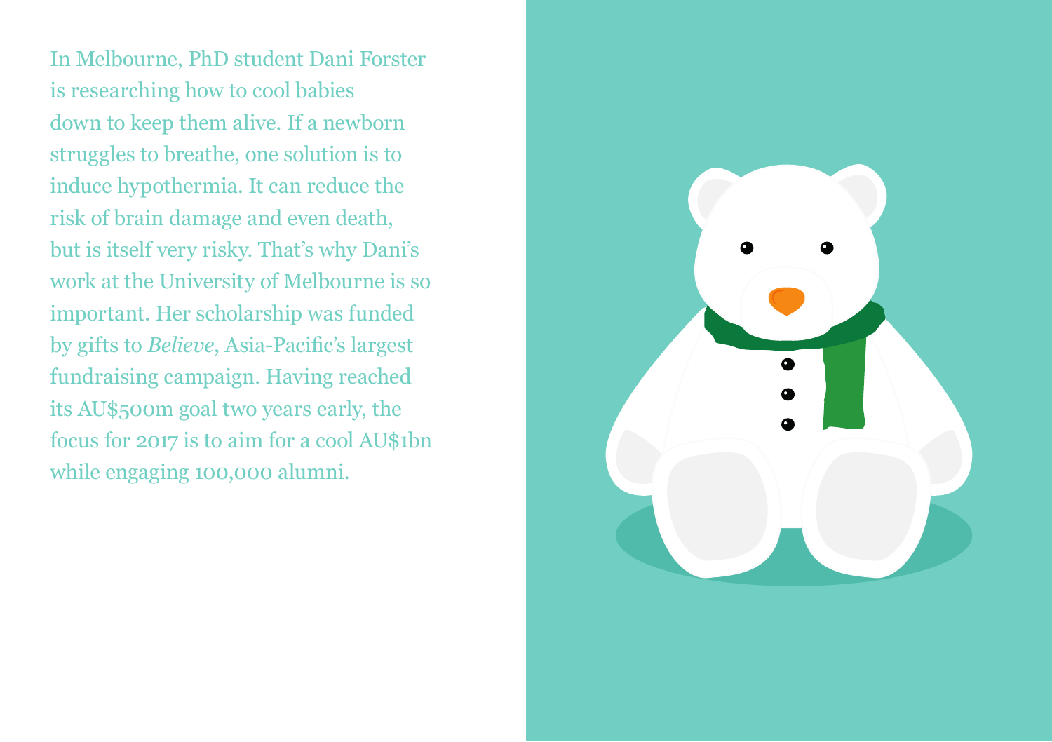In Melbourne, PhD student Dani Forster is researching how to cool babies down to keep them alive. If a newborn struggles to breathe, one solution is to induce hypothermia. It can reduce the risk of brain damage and even death, but is itself very risky. That's why Dani's work at the University of Melbourne is so important. Her scholarship was funded by gifts to *Believe*, Asia-Pacific's largest fundraising campaign. Having reached its AU$500m goal two years early, the focus for 2017 is to aim for a cool AU$1bn while engaging 100,000 alumni.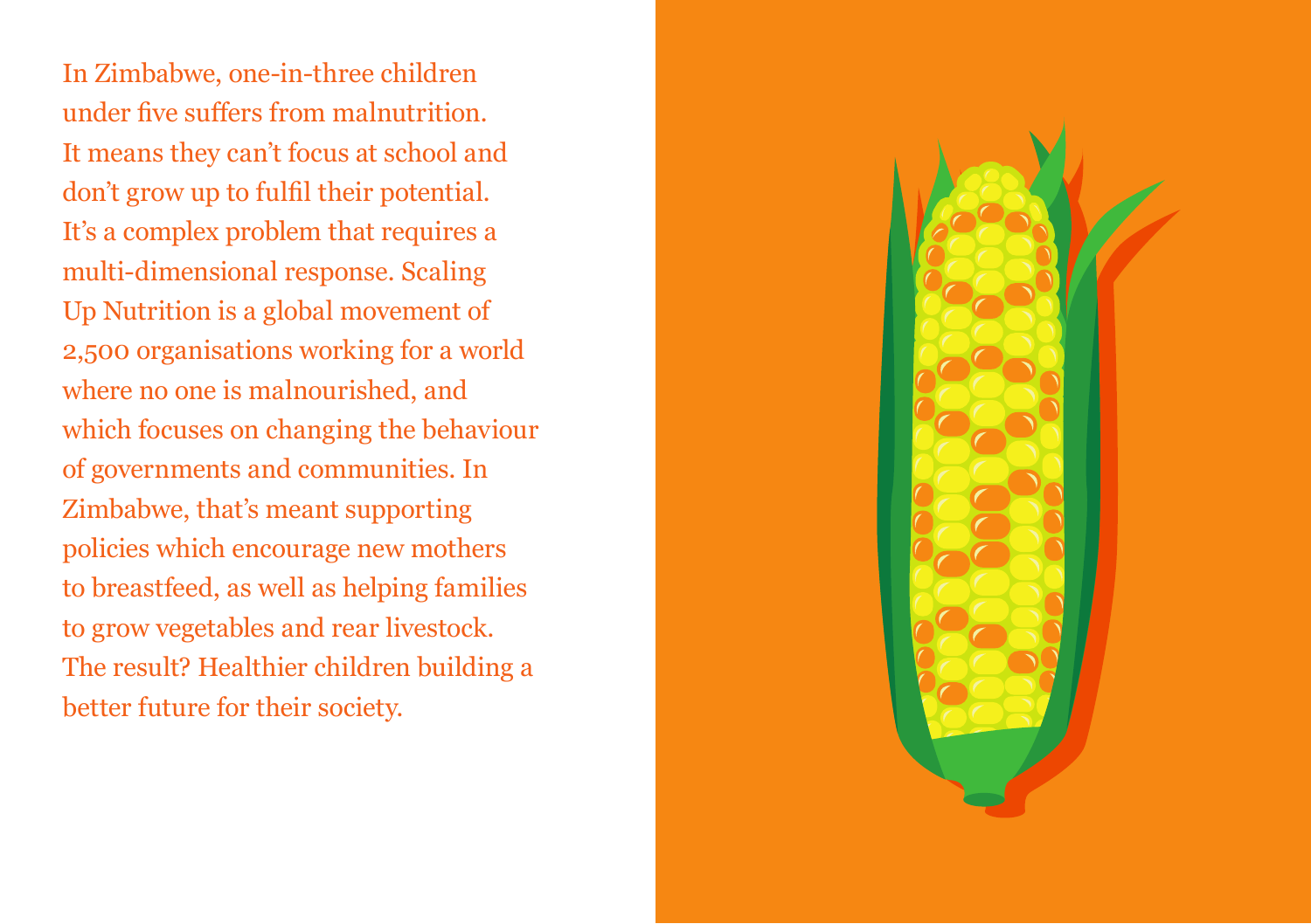In Zimbabwe, one-in-three children under five suffers from malnutrition. It means they can't focus at school and don't grow up to fulfil their potential. It's a complex problem that requires a multi-dimensional response. Scaling Up Nutrition is a global movement of 2,500 organisations working for a world where no one is malnourished, and which focuses on changing the behaviour of governments and communities. In Zimbabwe, that's meant supporting policies which encourage new mothers to breastfeed, as well as helping families to grow vegetables and rear livestock. The result? Healthier children building a better future for their society.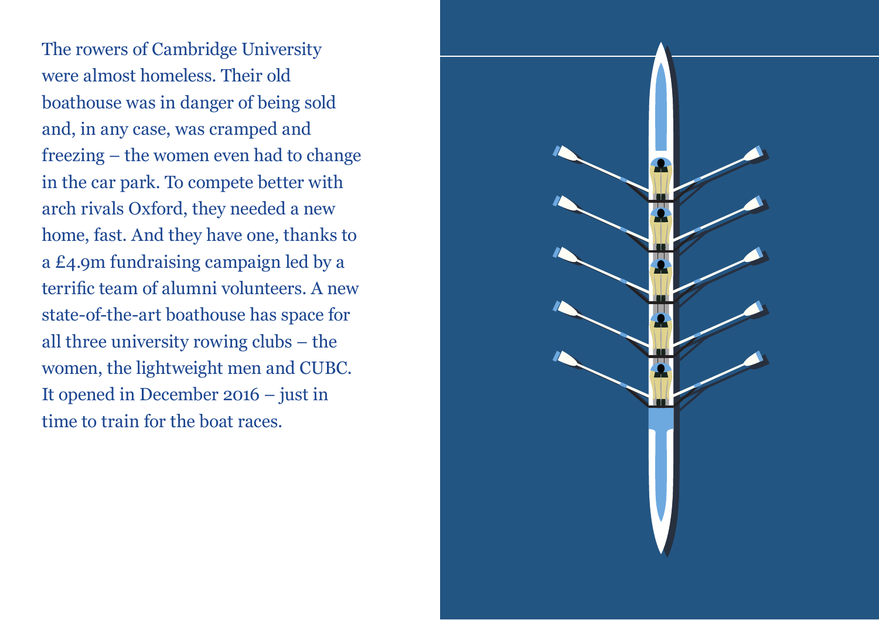The rowers of Cambridge University were almost homeless. Their old boathouse was in danger of being sold and, in any case, was cramped and freezing – the women even had to change in the car park. To compete better with arch rivals Oxford, they needed a new home, fast. And they have one, thanks to a £4.9m fundraising campaign led by a terrific team of alumni volunteers. A new state-of-the-art boathouse has space for all three university rowing clubs – the women, the lightweight men and CUBC. It opened in December 2016 – just in time to train for the boat races.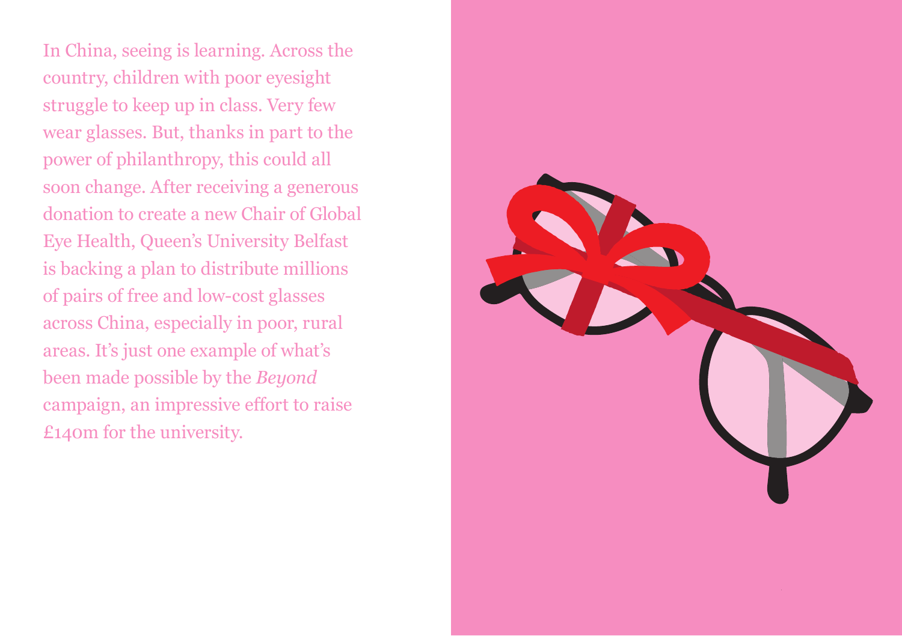In China, seeing is learning. Across the country, children with poor eyesight struggle to keep up in class. Very few wear glasses. But, thanks in part to the power of philanthropy, this could all soon change. After receiving a generous donation to create a new Chair of Global Eye Health, Queen's University Belfast is backing a plan to distribute millions of pairs of free and low-cost glasses across China, especially in poor, rural areas. It's just one example of what's been made possible by the *Beyond* campaign, an impressive effort to raise £140m for the university.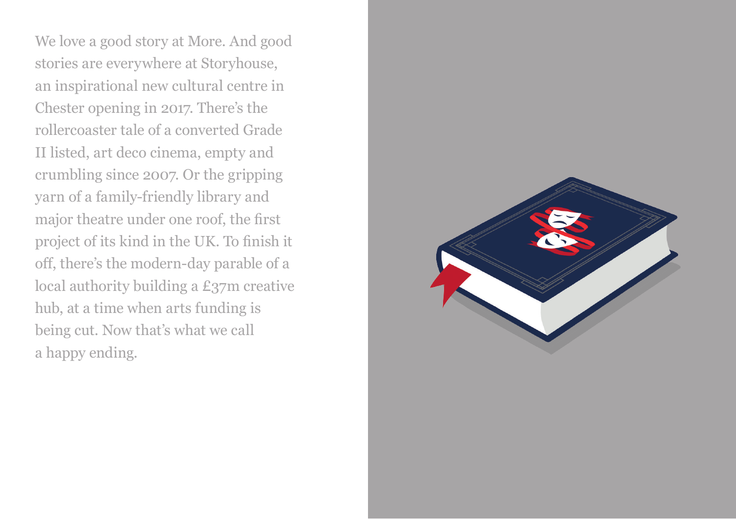We love a good story at More. And good stories are everywhere at Storyhouse, an inspirational new cultural centre in Chester opening in 2017. There's the rollercoaster tale of a converted Grade II listed, art deco cinema, empty and crumbling since 2007. Or the gripping yarn of a family-friendly library and major theatre under one roof, the first project of its kind in the UK. To finish it off, there's the modern-day parable of a local authority building a £37m creative hub, at a time when arts funding is being cut. Now that's what we call a happy ending.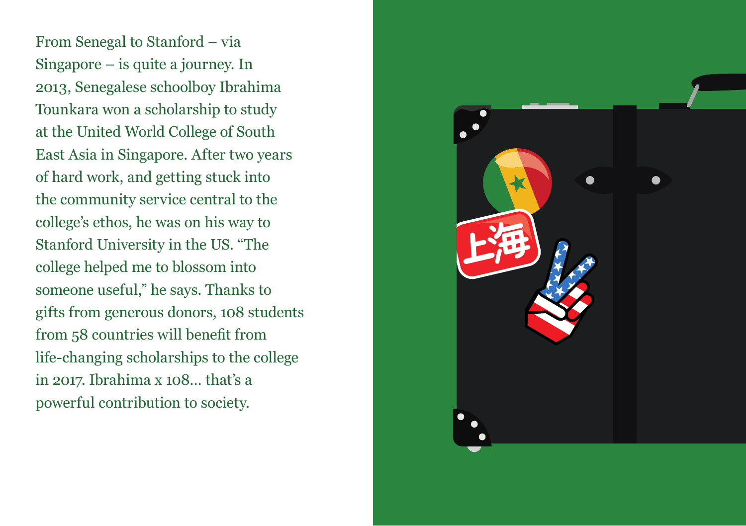From Senegal to Stanford – via Singapore – is quite a journey. In 2013, Senegalese schoolboy Ibrahima Tounkara won a scholarship to study at the United World College of South East Asia in Singapore. After two years of hard work, and getting stuck into the community service central to the college's ethos, he was on his way to Stanford University in the US. "The college helped me to blossom into someone useful," he says. Thanks to gifts from generous donors, 108 students from 58 countries will benefit from life-changing scholarships to the college in 2017. Ibrahima x 108... that's a powerful contribution to society.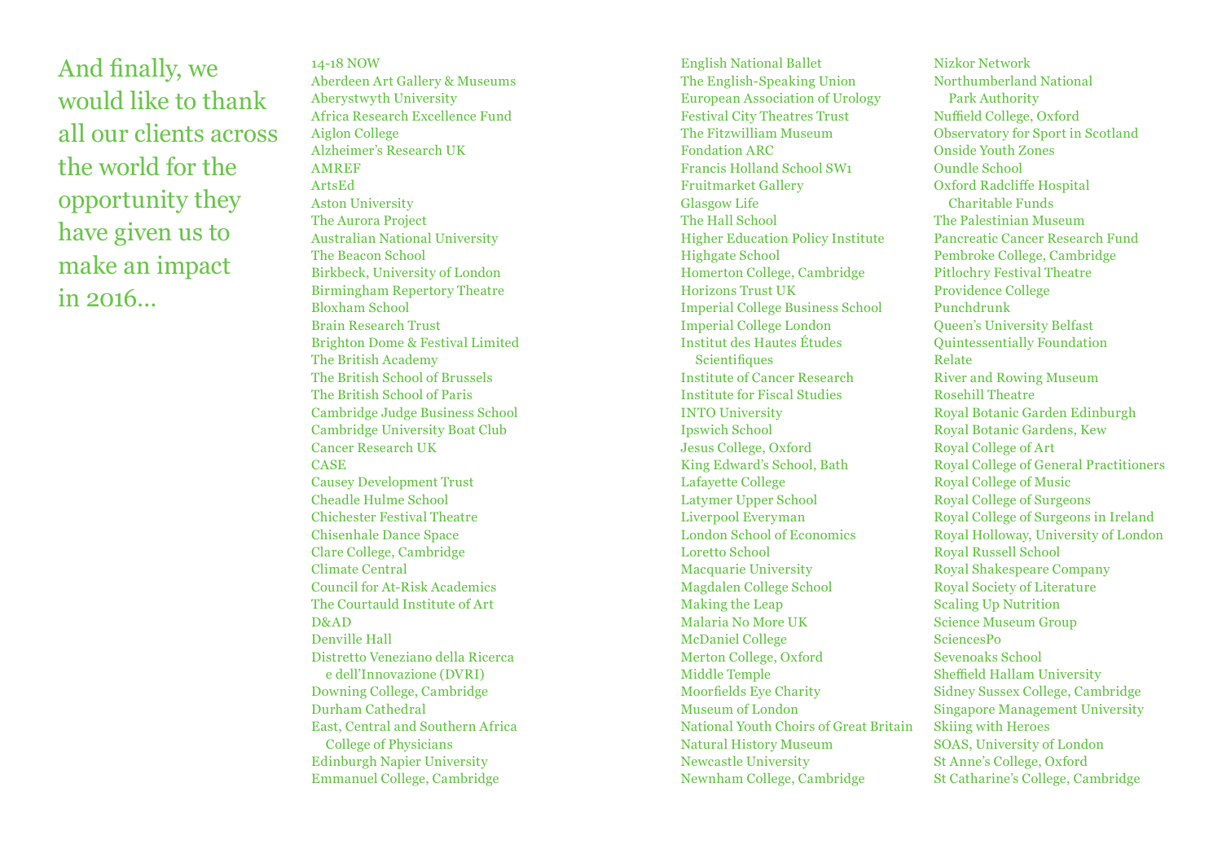And finally, we would like to thank all our clients across the world for the opportunity they have given us to make an impact in 2016…

14-18 NOW
Aberdeen Art Gallery & Museums
Aberystwyth University
Africa Research Excellence Fund
Aiglon College
Alzheimer's Research UK
AMREF
ArtsEd
Aston University
The Aurora Project
Australian National University
The Beacon School
Birkbeck, University of London
Birmingham Repertory Theatre
Bloxham School
Brain Research Trust
Brighton Dome & Festival Limited
The British Academy
The British School of Brussels
The British School of Paris
Cambridge Judge Business School
Cambridge University Boat Club
Cancer Research UK
CASE
Causey Development Trust
Cheadle Hulme School
Chichester Festival Theatre
Chisenhale Dance Space
Clare College, Cambridge
Climate Central
Council for At-Risk Academics
The Courtauld Institute of Art
D&AD
Denville Hall
Distretto Veneziano della Ricerca e dell'Innovazione (DVRI)
Downing College, Cambridge
Durham Cathedral
East, Central and Southern Africa College of Physicians
Edinburgh Napier University
Emmanuel College, Cambridge
English National Ballet
The English-Speaking Union
European Association of Urology
Festival City Theatres Trust
The Fitzwilliam Museum
Fondation ARC
Francis Holland School SW1
Fruitmarket Gallery
Glasgow Life
The Hall School
Higher Education Policy Institute
Highgate School
Homerton College, Cambridge
Horizons Trust UK
Imperial College Business School
Imperial College London
Institut des Hautes Études Scientifiques
Institute of Cancer Research
Institute for Fiscal Studies
INTO University
Ipswich School
Jesus College, Oxford
King Edward's School, Bath
Lafayette College
Latymer Upper School
Liverpool Everyman
London School of Economics
Loretto School
Macquarie University
Magdalen College School
Making the Leap
Malaria No More UK
McDaniel College
Merton College, Oxford
Middle Temple
Moorfields Eye Charity
Museum of London
National Youth Choirs of Great Britain
Natural History Museum
Newcastle University
Newnham College, Cambridge
Nizkor Network
Northumberland National Park Authority
Nuffield College, Oxford
Observatory for Sport in Scotland
Onside Youth Zones
Oundle School
Oxford Radcliffe Hospital Charitable Funds
The Palestinian Museum
Pancreatic Cancer Research Fund
Pembroke College, Cambridge
Pitlochry Festival Theatre
Providence College
Punchdrunk
Queen's University Belfast
Quintessentially Foundation
Relate
River and Rowing Museum
Rosehill Theatre
Royal Botanic Garden Edinburgh
Royal Botanic Gardens, Kew
Royal College of Art
Royal College of General Practitioners
Royal College of Music
Royal College of Surgeons
Royal College of Surgeons in Ireland
Royal Holloway, University of London
Royal Russell School
Royal Shakespeare Company
Royal Society of Literature
Scaling Up Nutrition
Science Museum Group
SciencesPo
Sevenoaks School
Sheffield Hallam University
Sidney Sussex College, Cambridge
Singapore Management University
Skiing with Heroes
SOAS, University of London
St Anne's College, Oxford
St Catharine's College, Cambridge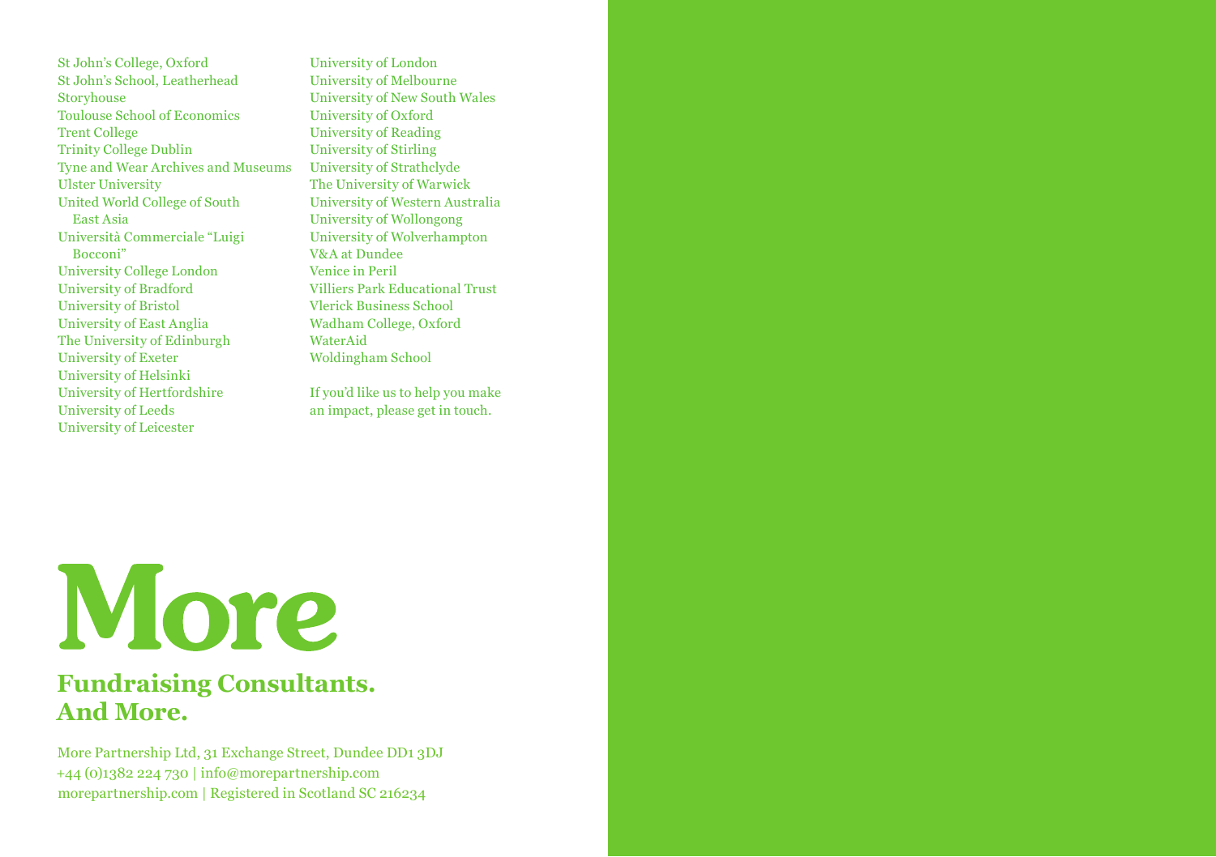St John's College, Oxford
St John's School, Leatherhead
Storyhouse
Toulouse School of Economics
Trent College
Trinity College Dublin
Tyne and Wear Archives and Museums
Ulster University
United World College of South East Asia
Università Commerciale "Luigi Bocconi"
University College London
University of Bradford
University of Bristol
University of East Anglia
The University of Edinburgh
University of Exeter
University of Helsinki
University of Hertfordshire
University of Leeds
University of Leicester
University of London
University of Melbourne
University of New South Wales
University of Oxford
University of Reading
University of Stirling
University of Strathclyde
The University of Warwick
University of Western Australia
University of Wollongong
University of Wolverhampton
V&A at Dundee
Venice in Peril
Villiers Park Educational Trust
Vlerick Business School
Wadham College, Oxford
WaterAid
Woldingham School

If you'd like us to help you make an impact, please get in touch.

# More

## Fundraising Consultants. And More.

More Partnership Ltd, 31 Exchange Street, Dundee DD1 3DJ
+44 (0)1382 224 730 | info@morepartnership.com
morepartnership.com | Registered in Scotland SC 216234